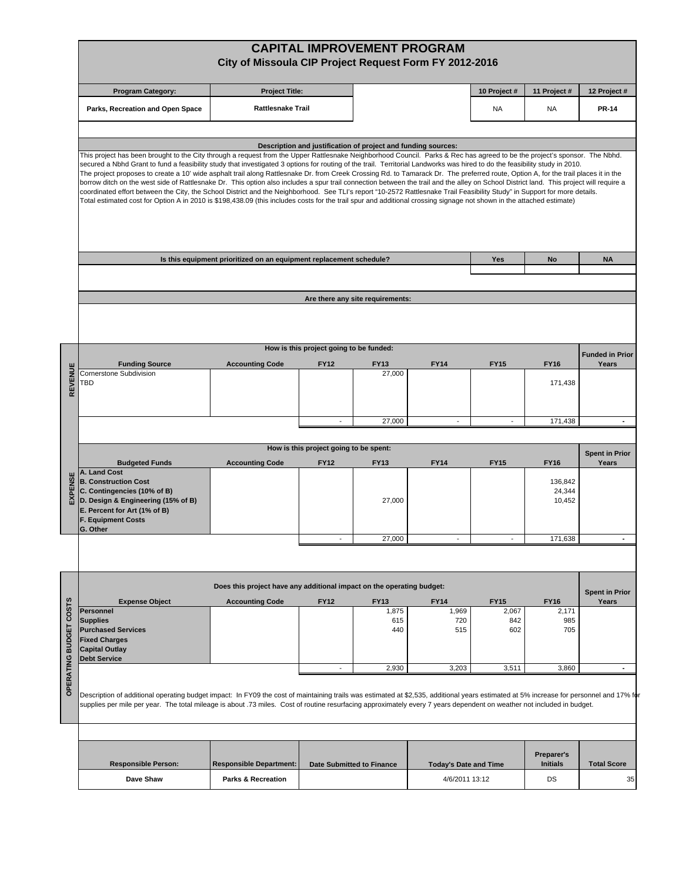# CAPITAL IMPROVEMENT PROGRAM

## City of Missoula CIP Project Request Form FY 2012-2016

| Program Category: | Project Title: | | 10 Project # | 11 Project # | 12 Project # |
|---|---|---|---|---|---|
| Parks, Recreation and Open Space | Rattlesnake Trail | | NA | NA | **PR-14** |

### Description and justification of project and funding sources:

This project has been brought to the City through a request from the Upper Rattlesnake Neighborhood Council. Parks & Rec has agreed to be the project's sponsor. The Nbhd. secured a Nbhd Grant to fund a feasibility study that investigated 3 options for routing of the trail. Territorial Landworks was hired to do the feasibility study in 2010.
The project proposes to create a 10' wide asphalt trail along Rattlesnake Dr. from Creek Crossing Rd. to Tamarack Dr. The preferred route, Option A, for the trail places it in the borrow ditch on the west side of Rattlesnake Dr. This option also includes a spur trail connection between the trail and the alley on School District land. This project will require a coordinated effort between the City, the School District and the Neighborhood. See TLI's report "10-2572 Rattlesnake Trail Feasibility Study" in Support for more details.
Total estimated cost for Option A in 2010 is $198,438.09 (this includes costs for the trail spur and additional crossing signage not shown in the attached estimate)

| Is this equipment prioritized on an equipment replacement schedule? | Yes | No | NA |
|---|---|---|---|
| | | | |

### Are there any site requirements:

### REVENUE

How is this project going to be funded:

| Funding Source | Accounting Code | FY12 | FY13 | FY14 | FY15 | FY16 | Funded in Prior Years |
|---|---|---|---|---|---|---|---|
| Cornerstone Subdivision | | | 27,000 | | | | |
| TBD | | | | | | 171,438 | |
| | | - | 27,000 | - | - | 171,438 | - |

### EXPENSE

How is this project going to be spent:

| Budgeted Funds | Accounting Code | FY12 | FY13 | FY14 | FY15 | FY16 | Spent in Prior Years |
|---|---|---|---|---|---|---|---|
| **A. Land Cost** | | | | | | | |
| **B. Construction Cost** | | | | | | 136,842 | |
| **C. Contingencies (10% of B)** | | | | | | 24,344 | |
| **D. Design & Engineering (15% of B)** | | | 27,000 | | | 10,452 | |
| **E. Percent for Art (1% of B)** | | | | | | | |
| **F. Equipment Costs** | | | | | | | |
| **G. Other** | | | | | | | |
| | | - | 27,000 | - | - | 171,638 | - |

### OPERATING BUDGET COSTS

Does this project have any additional impact on the operating budget:

| Expense Object | Accounting Code | FY12 | FY13 | FY14 | FY15 | FY16 | Spent in Prior Years |
|---|---|---|---|---|---|---|---|
| **Personnel** | | | 1,875 | 1,969 | 2,067 | 2,171 | |
| **Supplies** | | | 615 | 720 | 842 | 985 | |
| **Purchased Services** | | | 440 | 515 | 602 | 705 | |
| **Fixed Charges** | | | | | | | |
| **Capital Outlay** | | | | | | | |
| **Debt Service** | | | | | | | |
| | | - | 2,930 | 3,203 | 3,511 | 3,860 | - |

Description of additional operating budget impact: In FY09 the cost of maintaining trails was estimated at $2,535, additional years estimated at 5% increase for personnel and 17% for supplies per mile per year. The total mileage is about .73 miles. Cost of routine resurfacing approximately every 7 years dependent on weather not included in budget.

| Responsible Person: | Responsible Department: | Date Submitted to Finance | Today's Date and Time | Preparer's Initials | Total Score |
|---|---|---|---|---|---|
| Dave Shaw | Parks & Recreation | | 4/6/2011 13:12 | DS | 35 |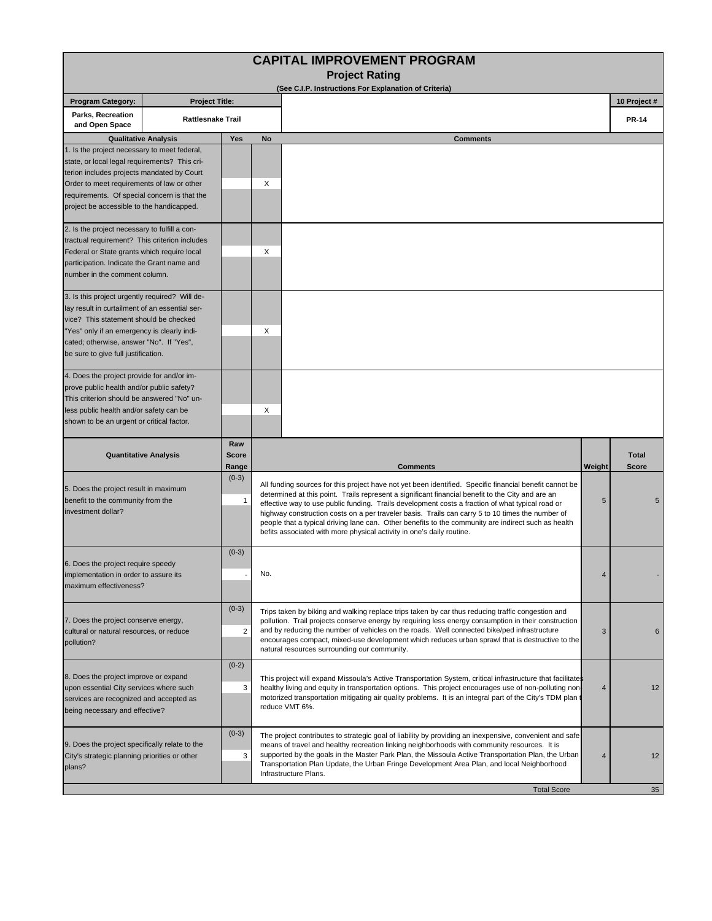# CAPITAL IMPROVEMENT PROGRAM

## Project Rating

(See C.I.P. Instructions For Explanation of Criteria)

| Program Category: | Project Title: | 10 Project # |
|---|---|---|
| Parks, Recreation and Open Space | Rattlesnake Trail | PR-14 |

| Qualitative Analysis | Yes | No | Comments |
|---|---|---|---|
| 1. Is the project necessary to meet federal, state, or local legal requirements? This criterion includes projects mandated by Court Order to meet requirements of law or other requirements. Of special concern is that the project be accessible to the handicapped. | | X | |
| 2. Is the project necessary to fulfill a contractual requirement? This criterion includes Federal or State grants which require local participation. Indicate the Grant name and number in the comment column. | | X | |
| 3. Is this project urgently required? Will delay result in curtailment of an essential service? This statement should be checked "Yes" only if an emergency is clearly indicated; otherwise, answer "No". If "Yes", be sure to give full justification. | | X | |
| 4. Does the project provide for and/or improve public health and/or public safety? This criterion should be answered "No" unless public health and/or safety can be shown to be an urgent or critical factor. | | X | |

| Quantitative Analysis | Raw Score Range | Raw Score | Comments | Weight | Total Score |
|---|---|---|---|---|---|
| 5. Does the project result in maximum benefit to the community from the investment dollar? | (0-3) | 1 | All funding sources for this project have not yet been identified. Specific financial benefit cannot be determined at this point. Trails represent a significant financial benefit to the City and are an effective way to use public funding. Trails development costs a fraction of what typical road or highway construction costs on a per traveler basis. Trails can carry 5 to 10 times the number of people that a typical driving lane can. Other benefits to the community are indirect such as health befits associated with more physical activity in one's daily routine. | 5 | 5 |
| 6. Does the project require speedy implementation in order to assure its maximum effectiveness? | (0-3) | - | No. | 4 | - |
| 7. Does the project conserve energy, cultural or natural resources, or reduce pollution? | (0-3) | 2 | Trips taken by biking and walking replace trips taken by car thus reducing traffic congestion and pollution. Trail projects conserve energy by requiring less energy consumption in their construction and by reducing the number of vehicles on the roads. Well connected bike/ped infrastructure encourages compact, mixed-use development which reduces urban sprawl that is destructive to the natural resources surrounding our community. | 3 | 6 |
| 8. Does the project improve or expand upon essential City services where such services are recognized and accepted as being necessary and effective? | (0-2) | 3 | This project will expand Missoula's Active Transportation System, critical infrastructure that facilitates healthy living and equity in transportation options. This project encourages use of non-polluting non motorized transportation mitigating air quality problems. It is an integral part of the City's TDM plan t reduce VMT 6%. | 4 | 12 |
| 9. Does the project specifically relate to the City's strategic planning priorities or other plans? | (0-3) | 3 | The project contributes to strategic goal of liability by providing an inexpensive, convenient and safe means of travel and healthy recreation linking neighborhoods with community resources. It is supported by the goals in the Master Park Plan, the Missoula Active Transportation Plan, the Urban Transportation Plan Update, the Urban Fringe Development Area Plan, and local Neighborhood Infrastructure Plans. | 4 | 12 |
| | | | Total Score | | 35 |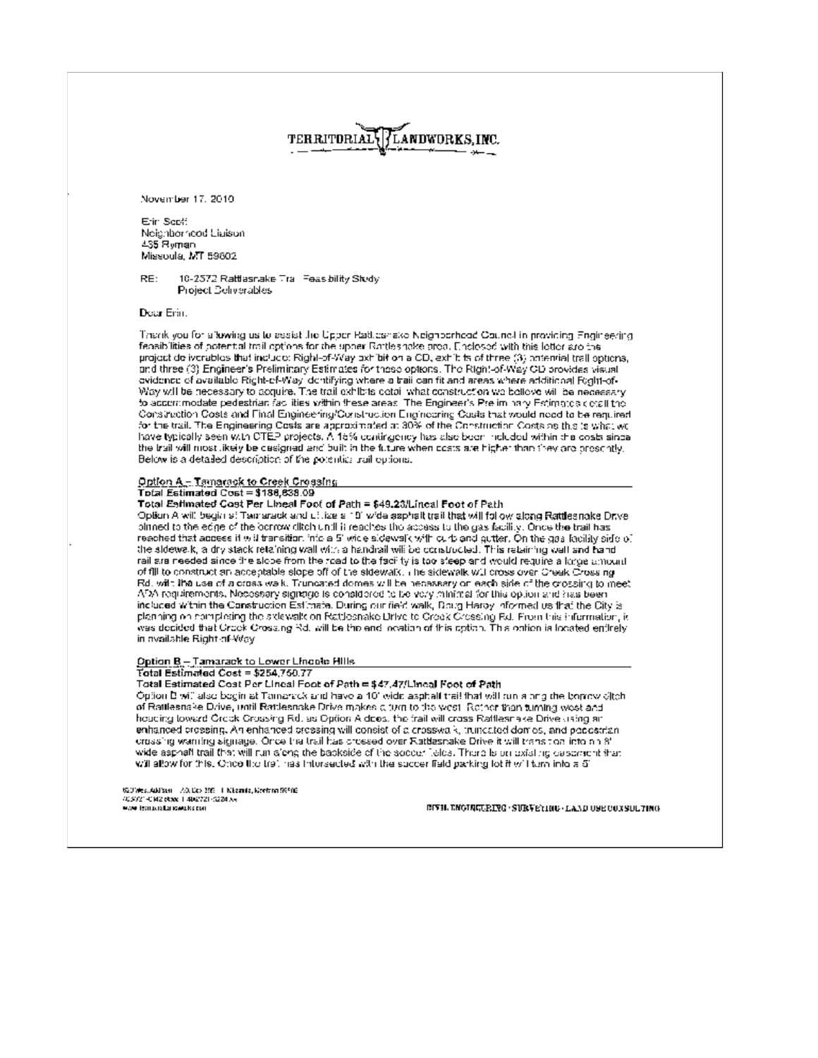TERRITORIAL LANDWORKS, INC.

November 17, 2010

Erin Scott
Neighborhood Liaison
435 Ryman
Missoula, MT 59802

RE: 10-2572 Rattlesnake Trail Feasibility Study
Project Deliverables

Dear Erin,

Thank you for allowing us to assist the Upper Rattlesnake Neighborhood Council in providing Engineering feasibilities of potential trail options for the upper Rattlesnake area. Enclosed with this letter are the project deliverables that include: Right-of-Way exhibit on a CD, exhibits of three (3) potential trail options, and three (3) Engineer's Preliminary Estimates for these options. The Right-of-Way CD provides visual evidence of available Right-of-Way identifying where a trail can fit and areas where additional Right-of-Way will be necessary to acquire. The trail exhibits detail what construction we believe will be necessary to accommodate pedestrian facilities within these areas. The Engineer's Preliminary Estimates detail the Construction Costs and Final Engineering/Construction Engineering Costs that would need to be required for the trail. The Engineering Costs are approximated at 30% of the Construction Costs as this is what we have typically seen with CTEP projects. A 15% contingency has also been included within the costs since the trail will most likely be designed and built in the future when costs are higher than they are presently. Below is a detailed description of the potential trail options.

## Option A – Tamarack to Creek Crossing

**Total Estimated Cost = $186,638.09**

**Total Estimated Cost Per Lineal Foot of Path = $49.23/Lineal Foot of Path**

Option A will begin at Tamarack and utilize a 10' wide asphalt trail that will follow along Rattlesnake Drive pinned to the edge of the borrow ditch until it reaches the access to the gas facility. Once the trail has reached that access it will transition into a 5' wide sidewalk with curb and gutter. On the gas facility side of the sidewalk, a dry stack retaining wall with a handrail will be constructed. This retaining wall and hand rail are needed since the slope from the road to the facility is too steep and would require a large amount of fill to construct an acceptable slope off of the sidewalk. The sidewalk will cross over Creek Crossing Rd. with the use of a cross walk. Truncated domes will be necessary on each side of the crossing to meet ADA requirements. Necessary signage is considered to be very minimal for this option and has been included within the Construction Estimate. During our field walk, Doug Hardy informed us that the City is planning on completing the sidewalk on Rattlesnake Drive to Creek Crossing Rd. From this information, it was decided that Creek Crossing Rd. will be the end location of this option. This option is located entirely in available Right-of-Way.

## Option B – Tamarack to Lower Lincoln Hills

**Total Estimated Cost = $254,750.77**

**Total Estimated Cost Per Lineal Foot of Path = $47.47/Lineal Foot of Path**

Option B will also begin at Tamarack and have a 10' wide asphalt trail that will run along the borrow ditch of Rattlesnake Drive, until Rattlesnake Drive makes a turn to the west. Rather than turning west and heading toward Creek Crossing Rd. as Option A does, the trail will cross Rattlesnake Drive using an enhanced crossing. An enhanced crossing will consist of a crosswalk, truncated domes, and pedestrian crossing warning signage. Once the trail has crossed over Rattlesnake Drive it will transition into an 8' wide asphalt trail that will run along the backside of the soccer fields. There is an existing easement that will allow for this. Once the trail has intersected with the soccer field parking lot it will turn into a 5'

CIVIL ENGINEERING · SURVEYING · LAND USE CONSULTING